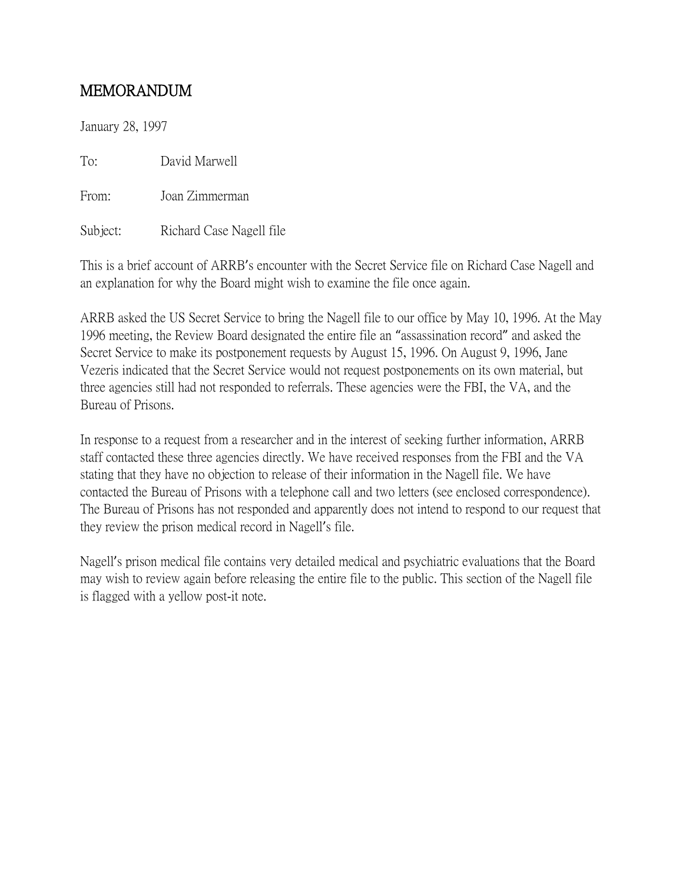# MEMORANDUM

January 28, 1997

To: David Marwell

From: Joan Zimmerman

Subject: Richard Case Nagell file

This is a brief account of ARRB's encounter with the Secret Service file on Richard Case Nagell and an explanation for why the Board might wish to examine the file once again.

ARRB asked the US Secret Service to bring the Nagell file to our office by May 10, 1996. At the May 1996 meeting, the Review Board designated the entire file an "assassination record" and asked the Secret Service to make its postponement requests by August 15, 1996. On August 9, 1996, Jane Vezeris indicated that the Secret Service would not request postponements on its own material, but three agencies still had not responded to referrals. These agencies were the FBI, the VA, and the Bureau of Prisons.

In response to a request from a researcher and in the interest of seeking further information, ARRB staff contacted these three agencies directly. We have received responses from the FBI and the VA stating that they have no objection to release of their information in the Nagell file. We have contacted the Bureau of Prisons with a telephone call and two letters (see enclosed correspondence). The Bureau of Prisons has not responded and apparently does not intend to respond to our request that they review the prison medical record in Nagell's file.

Nagell's prison medical file contains very detailed medical and psychiatric evaluations that the Board may wish to review again before releasing the entire file to the public. This section of the Nagell file is flagged with a yellow post-it note.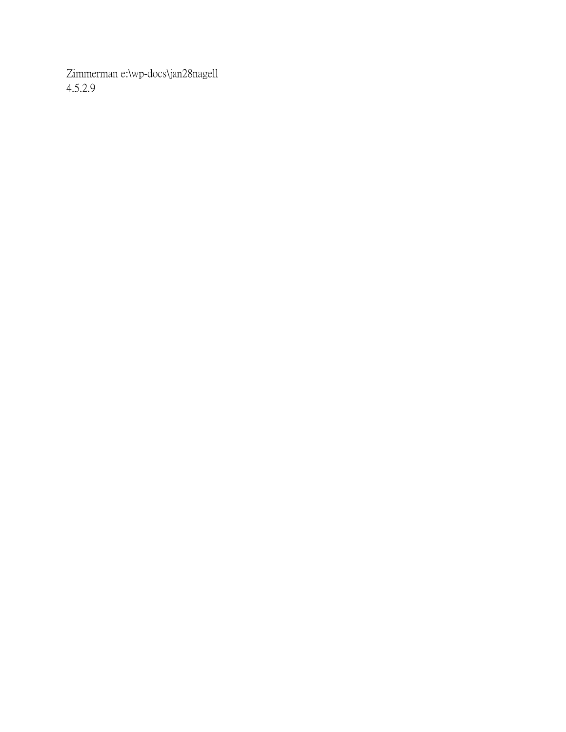Zimmerman e:\wp-docs\jan28nagell
4.5.2.9